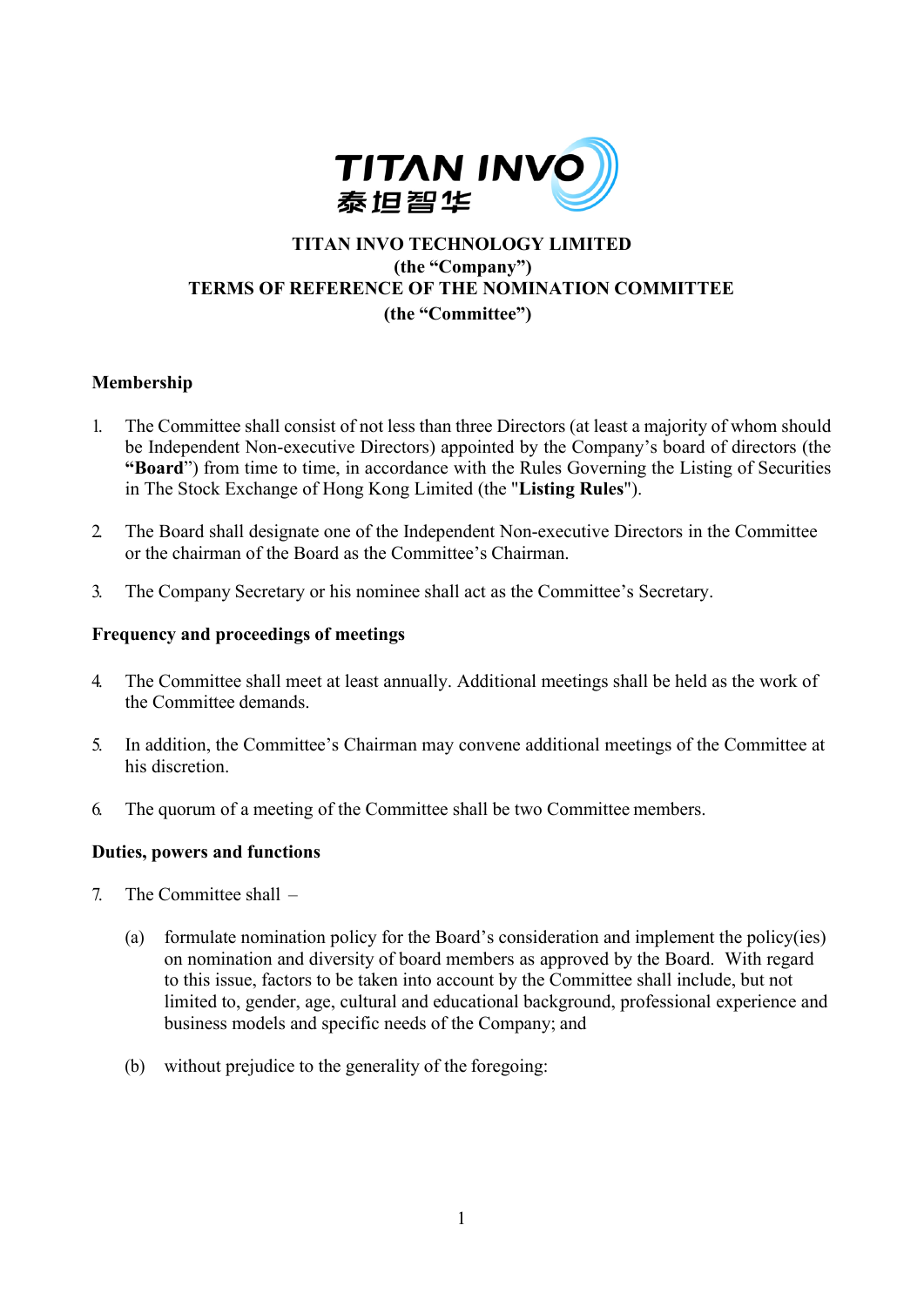**TITAN INVO TECHNOLOGY LIMITED**
**(the "Company")**
**TERMS OF REFERENCE OF THE NOMINATION COMMITTEE**
**(the "Committee")**

## Membership

1. The Committee shall consist of not less than three Directors (at least a majority of whom should be Independent Non-executive Directors) appointed by the Company's board of directors (the "**Board**") from time to time, in accordance with the Rules Governing the Listing of Securities in The Stock Exchange of Hong Kong Limited (the "**Listing Rules**").

2. The Board shall designate one of the Independent Non-executive Directors in the Committee or the chairman of the Board as the Committee's Chairman.

3. The Company Secretary or his nominee shall act as the Committee's Secretary.

## Frequency and proceedings of meetings

4. The Committee shall meet at least annually. Additional meetings shall be held as the work of the Committee demands.

5. In addition, the Committee's Chairman may convene additional meetings of the Committee at his discretion.

6. The quorum of a meeting of the Committee shall be two Committee members.

## Duties, powers and functions

7. The Committee shall –

   (a) formulate nomination policy for the Board's consideration and implement the policy(ies) on nomination and diversity of board members as approved by the Board. With regard to this issue, factors to be taken into account by the Committee shall include, but not limited to, gender, age, cultural and educational background, professional experience and business models and specific needs of the Company; and

   (b) without prejudice to the generality of the foregoing: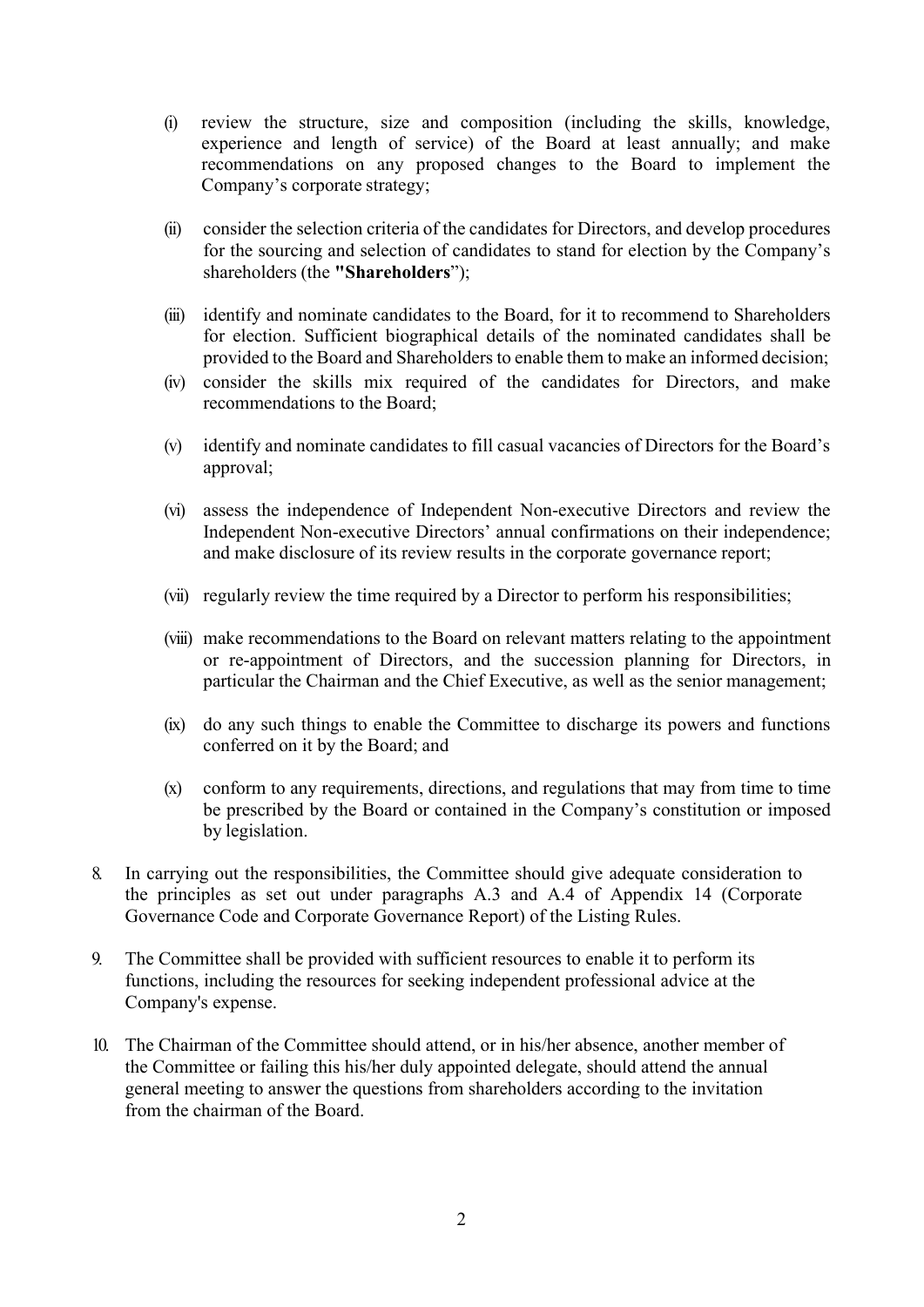(i) review the structure, size and composition (including the skills, knowledge, experience and length of service) of the Board at least annually; and make recommendations on any proposed changes to the Board to implement the Company's corporate strategy;

(ii) consider the selection criteria of the candidates for Directors, and develop procedures for the sourcing and selection of candidates to stand for election by the Company's shareholders (the **"Shareholders"**);

(iii) identify and nominate candidates to the Board, for it to recommend to Shareholders for election. Sufficient biographical details of the nominated candidates shall be provided to the Board and Shareholders to enable them to make an informed decision;

(iv) consider the skills mix required of the candidates for Directors, and make recommendations to the Board;

(v) identify and nominate candidates to fill casual vacancies of Directors for the Board's approval;

(vi) assess the independence of Independent Non-executive Directors and review the Independent Non-executive Directors' annual confirmations on their independence; and make disclosure of its review results in the corporate governance report;

(vii) regularly review the time required by a Director to perform his responsibilities;

(viii) make recommendations to the Board on relevant matters relating to the appointment or re-appointment of Directors, and the succession planning for Directors, in particular the Chairman and the Chief Executive, as well as the senior management;

(ix) do any such things to enable the Committee to discharge its powers and functions conferred on it by the Board; and

(x) conform to any requirements, directions, and regulations that may from time to time be prescribed by the Board or contained in the Company's constitution or imposed by legislation.

8. In carrying out the responsibilities, the Committee should give adequate consideration to the principles as set out under paragraphs A.3 and A.4 of Appendix 14 (Corporate Governance Code and Corporate Governance Report) of the Listing Rules.

9. The Committee shall be provided with sufficient resources to enable it to perform its functions, including the resources for seeking independent professional advice at the Company's expense.

10. The Chairman of the Committee should attend, or in his/her absence, another member of the Committee or failing this his/her duly appointed delegate, should attend the annual general meeting to answer the questions from shareholders according to the invitation from the chairman of the Board.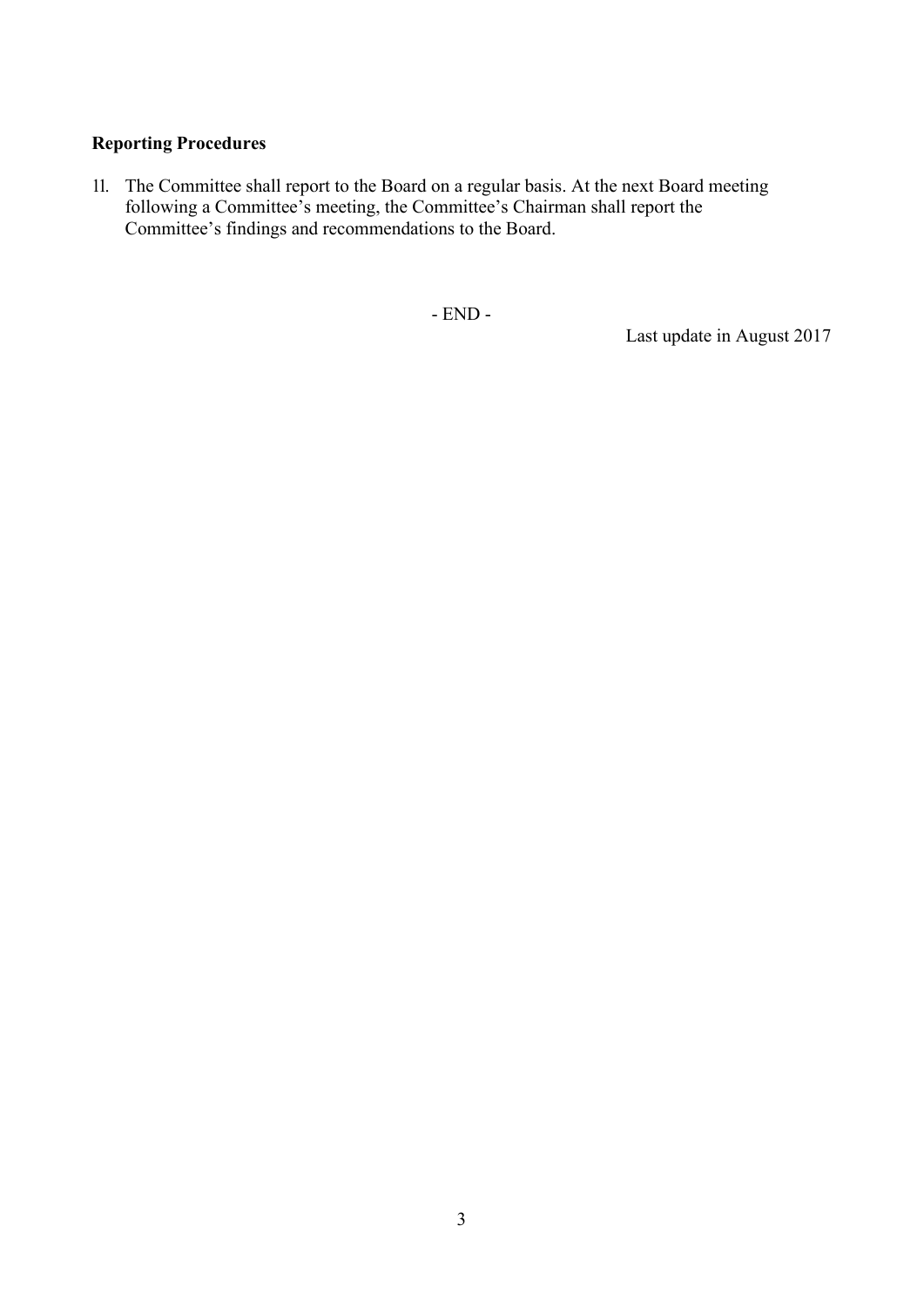**Reporting Procedures**

11. The Committee shall report to the Board on a regular basis. At the next Board meeting following a Committee's meeting, the Committee's Chairman shall report the Committee's findings and recommendations to the Board.

- END -

Last update in August 2017